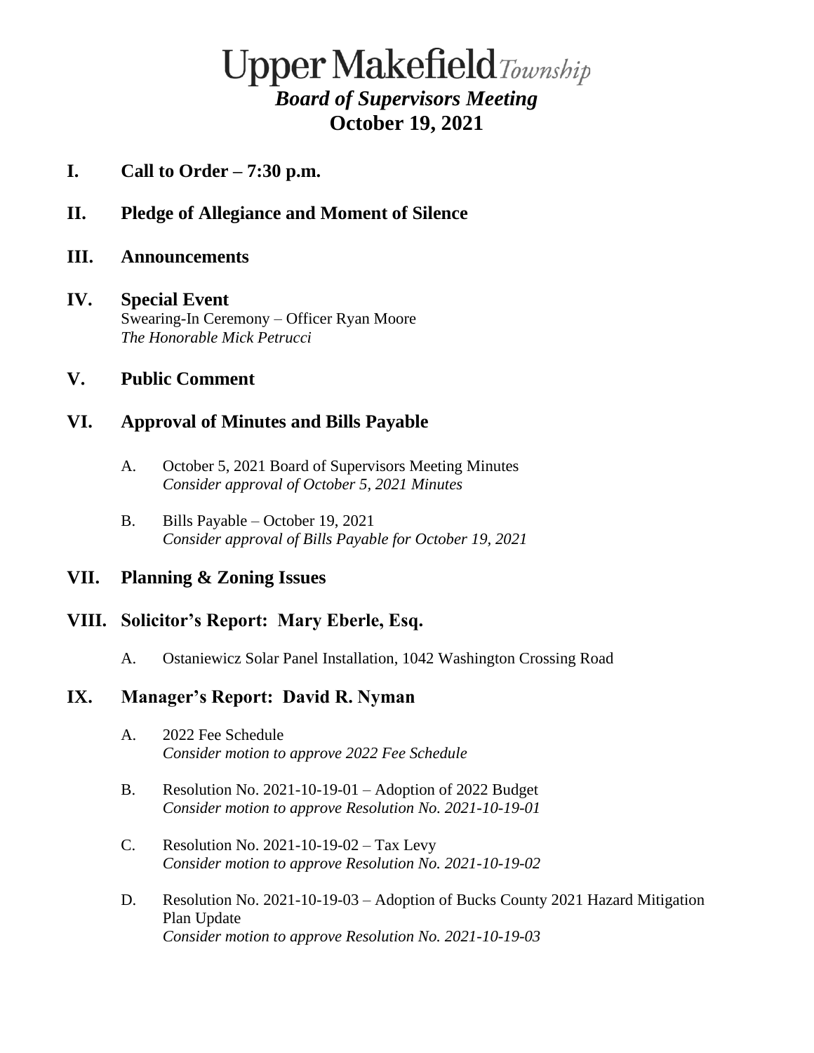# Upper Makefield *Township*

## *Board of Supervisors Meeting*

## October 19, 2021

**I. Call to Order – 7:30 p.m.**

**II. Pledge of Allegiance and Moment of Silence**

**III. Announcements**

**IV. Special Event**

Swearing-In Ceremony – Officer Ryan Moore
*The Honorable Mick Petrucci*

**V. Public Comment**

**VI. Approval of Minutes and Bills Payable**

A. October 5, 2021 Board of Supervisors Meeting Minutes
*Consider approval of October 5, 2021 Minutes*

B. Bills Payable – October 19, 2021
*Consider approval of Bills Payable for October 19, 2021*

**VII. Planning & Zoning Issues**

**VIII. Solicitor's Report: Mary Eberle, Esq.**

A. Ostaniewicz Solar Panel Installation, 1042 Washington Crossing Road

**IX. Manager's Report: David R. Nyman**

A. 2022 Fee Schedule
*Consider motion to approve 2022 Fee Schedule*

B. Resolution No. 2021-10-19-01 – Adoption of 2022 Budget
*Consider motion to approve Resolution No. 2021-10-19-01*

C. Resolution No. 2021-10-19-02 – Tax Levy
*Consider motion to approve Resolution No. 2021-10-19-02*

D. Resolution No. 2021-10-19-03 – Adoption of Bucks County 2021 Hazard Mitigation Plan Update
*Consider motion to approve Resolution No. 2021-10-19-03*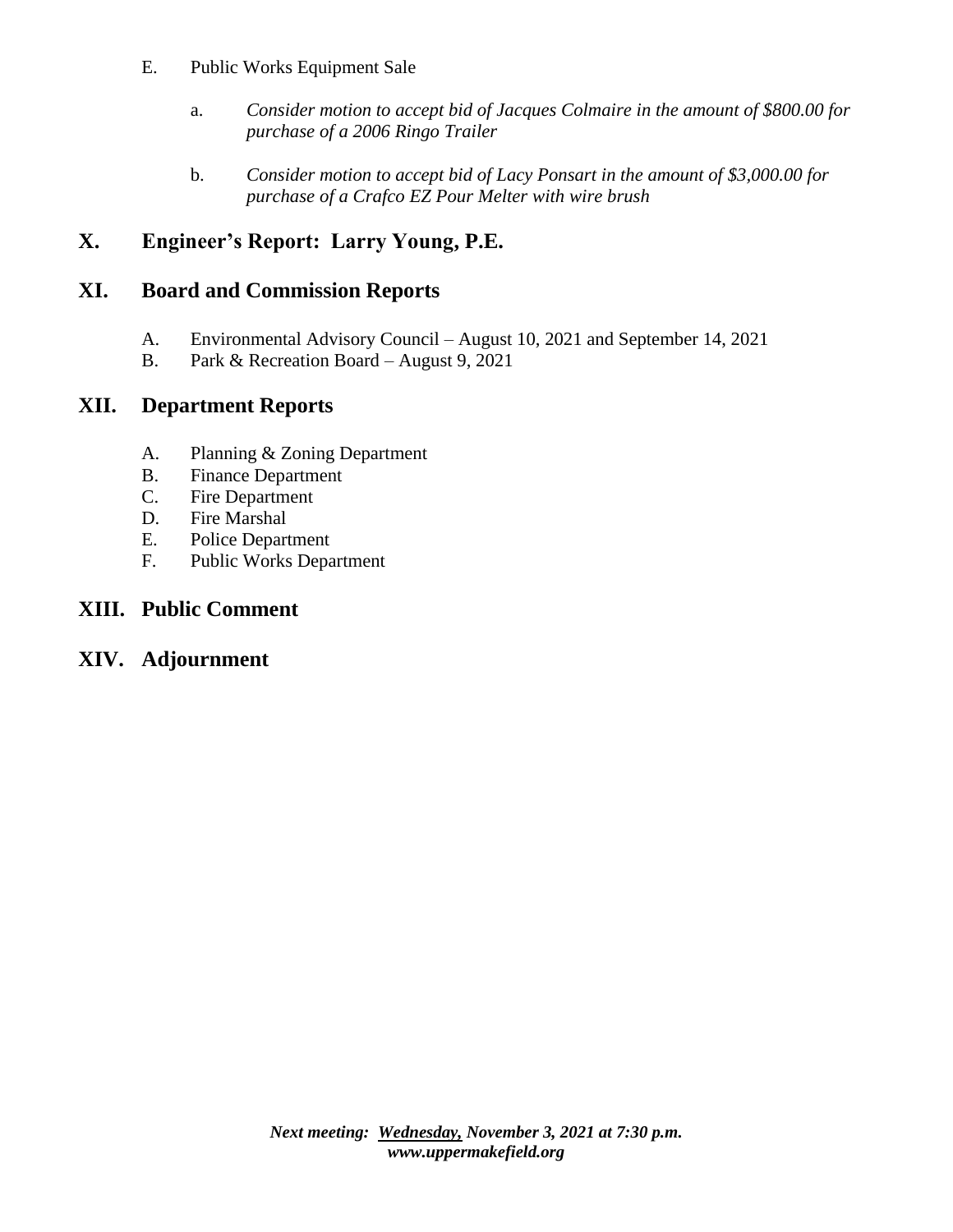E. Public Works Equipment Sale

   a. *Consider motion to accept bid of Jacques Colmaire in the amount of $800.00 for purchase of a 2006 Ringo Trailer*

   b. *Consider motion to accept bid of Lacy Ponsart in the amount of $3,000.00 for purchase of a Crafco EZ Pour Melter with wire brush*

## X. Engineer's Report: Larry Young, P.E.

## XI. Board and Commission Reports

A. Environmental Advisory Council – August 10, 2021 and September 14, 2021
B. Park & Recreation Board – August 9, 2021

## XII. Department Reports

A. Planning & Zoning Department
B. Finance Department
C. Fire Department
D. Fire Marshal
E. Police Department
F. Public Works Department

## XIII. Public Comment

## XIV. Adjournment

***Next meeting: <u>Wednesday,</u> November 3, 2021 at 7:30 p.m.***
***www.uppermakefield.org***